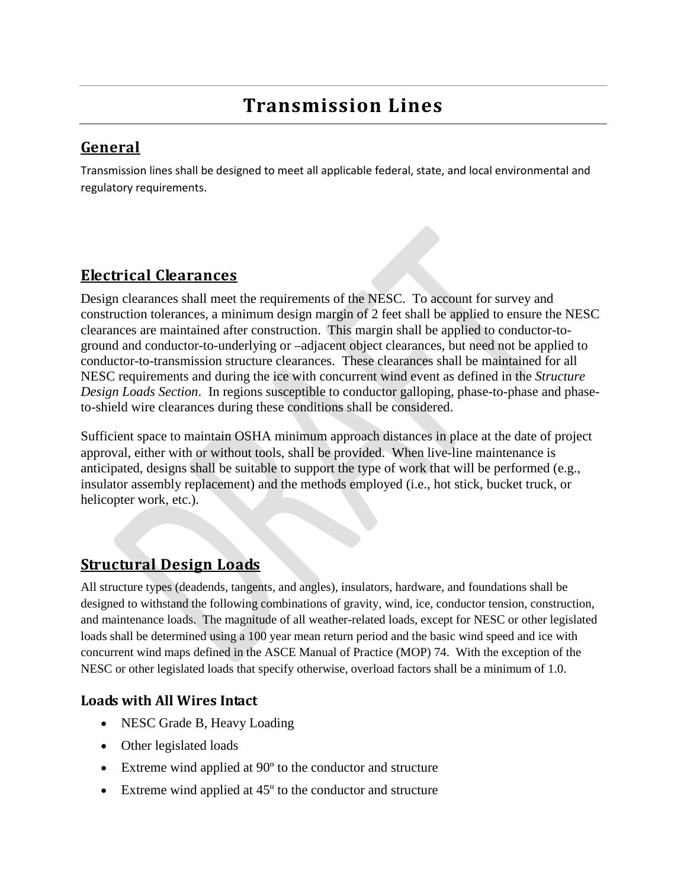# Transmission Lines

## General

Transmission lines shall be designed to meet all applicable federal, state, and local environmental and regulatory requirements.

## Electrical Clearances

Design clearances shall meet the requirements of the NESC. To account for survey and construction tolerances, a minimum design margin of 2 feet shall be applied to ensure the NESC clearances are maintained after construction. This margin shall be applied to conductor-to-ground and conductor-to-underlying or –adjacent object clearances, but need not be applied to conductor-to-transmission structure clearances. These clearances shall be maintained for all NESC requirements and during the ice with concurrent wind event as defined in the *Structure Design Loads Section*. In regions susceptible to conductor galloping, phase-to-phase and phase-to-shield wire clearances during these conditions shall be considered.

Sufficient space to maintain OSHA minimum approach distances in place at the date of project approval, either with or without tools, shall be provided. When live-line maintenance is anticipated, designs shall be suitable to support the type of work that will be performed (e.g., insulator assembly replacement) and the methods employed (i.e., hot stick, bucket truck, or helicopter work, etc.).

## Structural Design Loads

All structure types (deadends, tangents, and angles), insulators, hardware, and foundations shall be designed to withstand the following combinations of gravity, wind, ice, conductor tension, construction, and maintenance loads. The magnitude of all weather-related loads, except for NESC or other legislated loads shall be determined using a 100 year mean return period and the basic wind speed and ice with concurrent wind maps defined in the ASCE Manual of Practice (MOP) 74. With the exception of the NESC or other legislated loads that specify otherwise, overload factors shall be a minimum of 1.0.

### Loads with All Wires Intact

- NESC Grade B, Heavy Loading
- Other legislated loads
- Extreme wind applied at 90º to the conductor and structure
- Extreme wind applied at 45º to the conductor and structure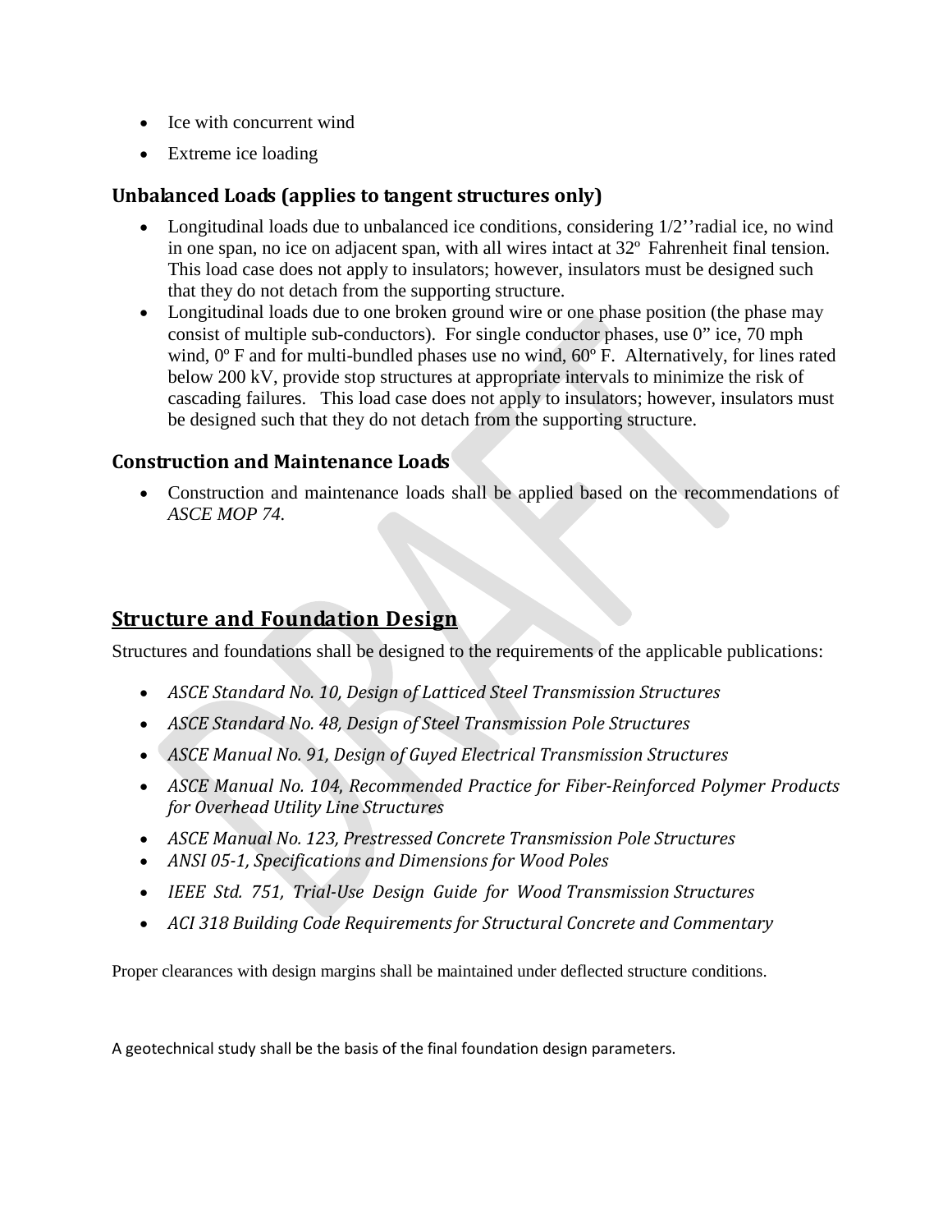- Ice with concurrent wind
- Extreme ice loading

### Unbalanced Loads (applies to tangent structures only)

- Longitudinal loads due to unbalanced ice conditions, considering 1/2''radial ice, no wind in one span, no ice on adjacent span, with all wires intact at 32º Fahrenheit final tension. This load case does not apply to insulators; however, insulators must be designed such that they do not detach from the supporting structure.
- Longitudinal loads due to one broken ground wire or one phase position (the phase may consist of multiple sub-conductors). For single conductor phases, use 0" ice, 70 mph wind, 0º F and for multi-bundled phases use no wind, 60º F. Alternatively, for lines rated below 200 kV, provide stop structures at appropriate intervals to minimize the risk of cascading failures. This load case does not apply to insulators; however, insulators must be designed such that they do not detach from the supporting structure.

### Construction and Maintenance Loads

- Construction and maintenance loads shall be applied based on the recommendations of *ASCE MOP 74.*

## Structure and Foundation Design

Structures and foundations shall be designed to the requirements of the applicable publications:

- *ASCE Standard No. 10, Design of Latticed Steel Transmission Structures*
- *ASCE Standard No. 48, Design of Steel Transmission Pole Structures*
- *ASCE Manual No. 91, Design of Guyed Electrical Transmission Structures*
- *ASCE Manual No. 104, Recommended Practice for Fiber-Reinforced Polymer Products for Overhead Utility Line Structures*
- *ASCE Manual No. 123, Prestressed Concrete Transmission Pole Structures*
- *ANSI 05-1, Specifications and Dimensions for Wood Poles*
- *IEEE Std. 751, Trial-Use Design Guide for Wood Transmission Structures*
- *ACI 318 Building Code Requirements for Structural Concrete and Commentary*

Proper clearances with design margins shall be maintained under deflected structure conditions.

A geotechnical study shall be the basis of the final foundation design parameters.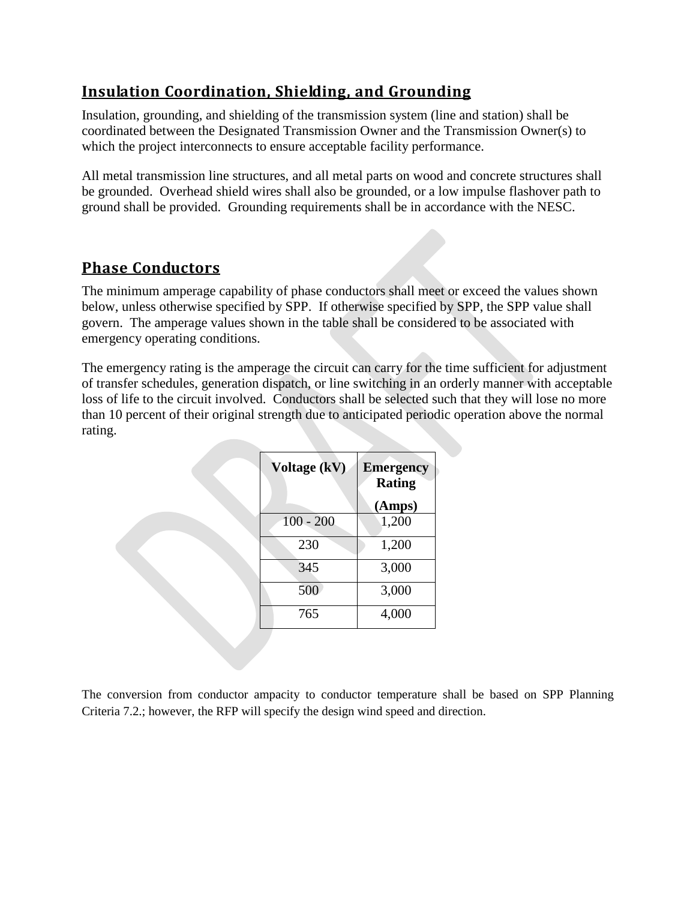## Insulation Coordination, Shielding, and Grounding

Insulation, grounding, and shielding of the transmission system (line and station) shall be coordinated between the Designated Transmission Owner and the Transmission Owner(s) to which the project interconnects to ensure acceptable facility performance.

All metal transmission line structures, and all metal parts on wood and concrete structures shall be grounded. Overhead shield wires shall also be grounded, or a low impulse flashover path to ground shall be provided. Grounding requirements shall be in accordance with the NESC.

## Phase Conductors

The minimum amperage capability of phase conductors shall meet or exceed the values shown below, unless otherwise specified by SPP. If otherwise specified by SPP, the SPP value shall govern. The amperage values shown in the table shall be considered to be associated with emergency operating conditions.

The emergency rating is the amperage the circuit can carry for the time sufficient for adjustment of transfer schedules, generation dispatch, or line switching in an orderly manner with acceptable loss of life to the circuit involved. Conductors shall be selected such that they will lose no more than 10 percent of their original strength due to anticipated periodic operation above the normal rating.

| Voltage (kV) | Emergency Rating (Amps) |
|---|---|
| 100 - 200 | 1,200 |
| 230 | 1,200 |
| 345 | 3,000 |
| 500 | 3,000 |
| 765 | 4,000 |

The conversion from conductor ampacity to conductor temperature shall be based on SPP Planning Criteria 7.2.; however, the RFP will specify the design wind speed and direction.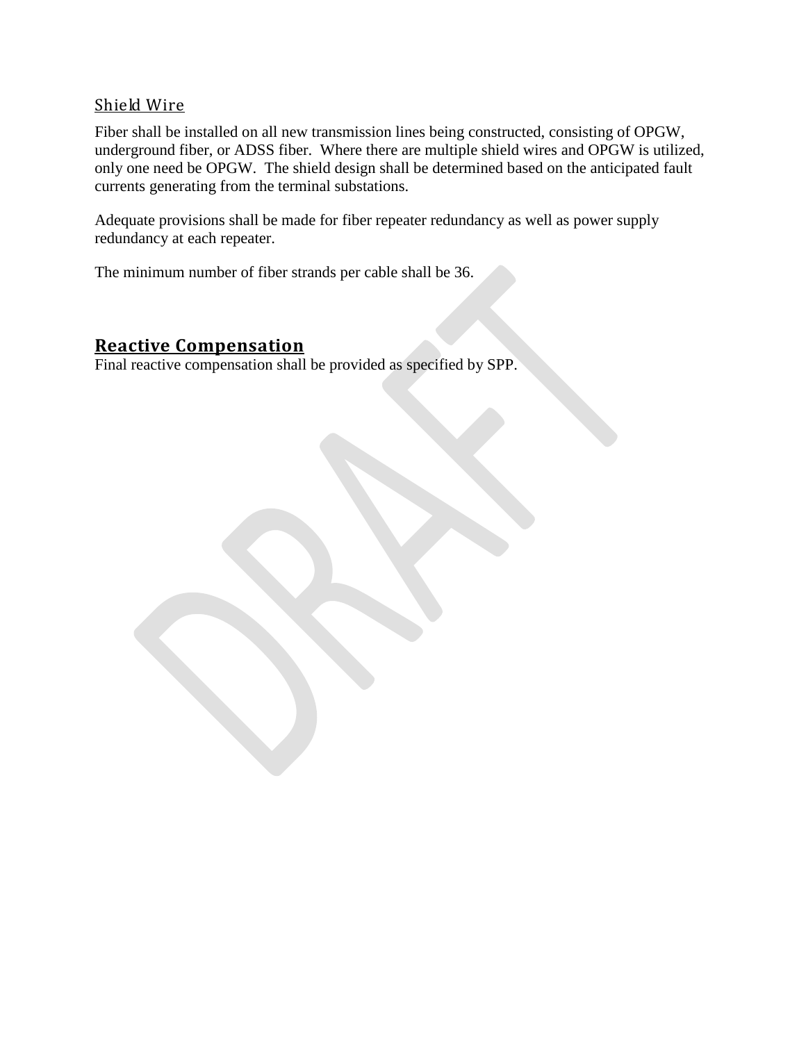### Shield Wire

Fiber shall be installed on all new transmission lines being constructed, consisting of OPGW, underground fiber, or ADSS fiber. Where there are multiple shield wires and OPGW is utilized, only one need be OPGW. The shield design shall be determined based on the anticipated fault currents generating from the terminal substations.

Adequate provisions shall be made for fiber repeater redundancy as well as power supply redundancy at each repeater.

The minimum number of fiber strands per cable shall be 36.

## Reactive Compensation

Final reactive compensation shall be provided as specified by SPP.